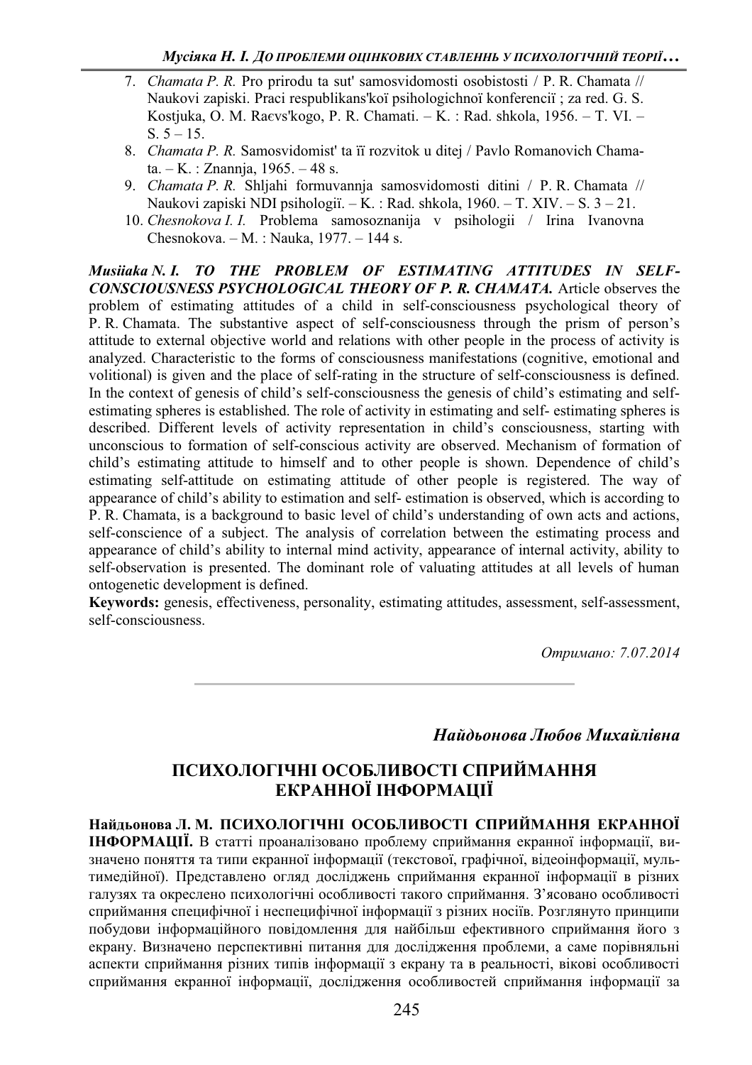7. *Chamata P. R.* Pro prirodu ta sut' samosvidomosti osobistosti / P. R. Chamata // Naukovi zapiski. Praci respublikans'koї psihologichnoї konferencії ; za red. G. S. Kostjuka, O. M. Raєvs'kogo, P. R. Chamati. – K. : Rad. shkola, 1956. – T. VI. – S. 5 – 15.
8. *Chamata P. R.* Samosvidomist' ta її rozvitok u ditej / Pavlo Romanovich Chamata. – K. : Znannja, 1965. – 48 s.
9. *Chamata P. R.* Shljahi formuvannja samosvidomosti ditini / P. R. Chamata // Naukovi zapiski NDI psihologiї. – K. : Rad. shkola, 1960. – T. XIV. – S. 3 – 21.
10. *Chesnokova I. I.* Problema samosoznanija v psihologii / Irina Ivanovna Chesnokova. – M. : Nauka, 1977. – 144 s.

***Musiiaka N. I. TO THE PROBLEM OF ESTIMATING ATTITUDES IN SELF-CONSCIOUSNESS PSYCHOLOGICAL THEORY OF P. R. CHAMATA.*** Article observes the problem of estimating attitudes of a child in self-consciousness psychological theory of P. R. Chamata. The substantive aspect of self-consciousness through the prism of person's attitude to external objective world and relations with other people in the process of activity is analyzed. Characteristic to the forms of consciousness manifestations (cognitive, emotional and volitional) is given and the place of self-rating in the structure of self-consciousness is defined. In the context of genesis of child's self-consciousness the genesis of child's estimating and self-estimating spheres is established. The role of activity in estimating and self- estimating spheres is described. Different levels of activity representation in child's consciousness, starting with unconscious to formation of self-conscious activity are observed. Mechanism of formation of child's estimating attitude to himself and to other people is shown. Dependence of child's estimating self-attitude on estimating attitude of other people is registered. The way of appearance of child's ability to estimation and self- estimation is observed, which is according to P. R. Chamata, is a background to basic level of child's understanding of own acts and actions, self-conscience of a subject. The analysis of correlation between the estimating process and appearance of child's ability to internal mind activity, appearance of internal activity, ability to self-observation is presented. The dominant role of valuating attitudes at all levels of human ontogenetic development is defined.

**Keywords:** genesis, effectiveness, personality, estimating attitudes, assessment, self-assessment, self-consciousness.

*Отримано: 7.07.2014*

---

***Найдьонова Любов Михайлівна***

## ПСИХОЛОГІЧНІ ОСОБЛИВОСТІ СПРИЙМАННЯ ЕКРАННОЇ ІНФОРМАЦІЇ

**Найдьонова Л. М. ПСИХОЛОГІЧНІ ОСОБЛИВОСТІ СПРИЙМАННЯ ЕКРАННОЇ ІНФОРМАЦІЇ.** В статті проаналізовано проблему сприймання екранної інформації, визначено поняття та типи екранної інформації (текстової, графічної, відеоінформації, мультимедійної). Представлено огляд досліджень сприймання екранної інформації в різних галузях та окреслено психологічні особливості такого сприймання. З'ясовано особливості сприймання специфічної і неспецифічної інформації з різних носіїв. Розглянуто принципи побудови інформаційного повідомлення для найбільш ефективного сприймання його з екрану. Визначено перспективні питання для дослідження проблеми, а саме порівняльні аспекти сприймання різних типів інформації з екрану та в реальності, вікові особливості сприймання екранної інформації, дослідження особливостей сприймання інформації за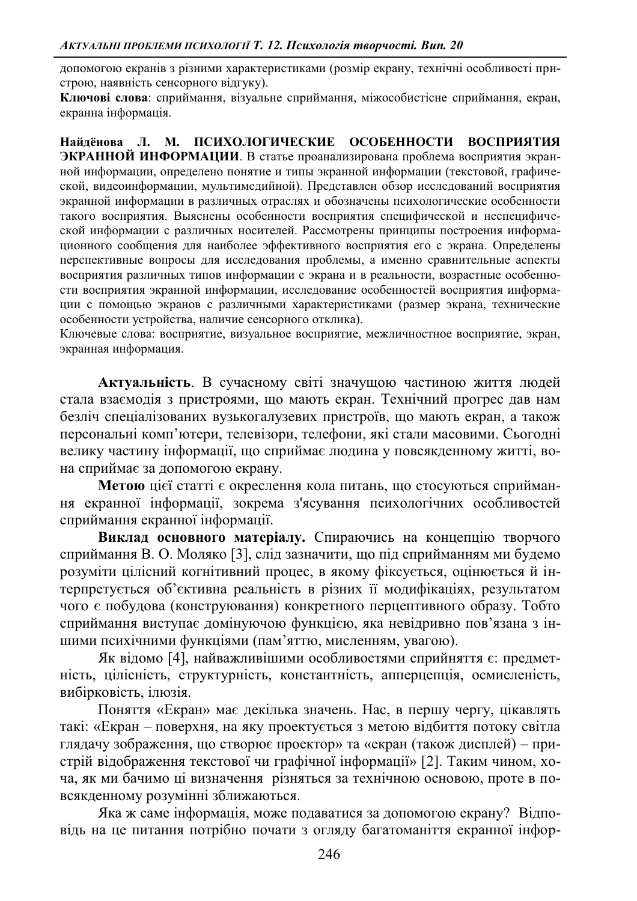допомогою екранів з різними характеристиками (розмір екрану, технічні особливості пристрою, наявність сенсорного відгуку).

**Ключові слова**: сприймання, візуальне сприймання, міжособистісне сприймання, екран, екранна інформація.

**Найдёнова Л. М. ПСИХОЛОГИЧЕСКИЕ ОСОБЕННОСТИ ВОСПРИЯТИЯ ЭКРАННОЙ ИНФОРМАЦИИ**. В статье проанализирована проблема восприятия экранной информации, определено понятие и типы экранной информации (текстовой, графической, видеоинформации, мультимедийной). Представлен обзор исследований восприятия экранной информации в различных отраслях и обозначены психологические особенности такого восприятия. Выяснены особенности восприятия специфической и неспецифической информации с различных носителей. Рассмотрены принципы построения информационного сообщения для наиболее эффективного восприятия его с экрана. Определены перспективные вопросы для исследования проблемы, а именно сравнительные аспекты восприятия различных типов информации с экрана и в реальности, возрастные особенности восприятия экранной информации, исследование особенностей восприятия информации с помощью экранов с различными характеристиками (размер экрана, технические особенности устройства, наличие сенсорного отклика).

Ключевые слова: восприятие, визуальное восприятие, межличностное восприятие, экран, экранная информация.

**Актуальність**. В сучасному світі значущою частиною життя людей стала взаємодія з пристроями, що мають екран. Технічний прогрес дав нам безліч спеціалізованих вузькогалузевих пристроїв, що мають екран, а також персональні комп'ютери, телевізори, телефони, які стали масовими. Сьогодні велику частину інформації, що сприймає людина у повсякденному житті, вона сприймає за допомогою екрану.

**Метою** цієї статті є окреслення кола питань, що стосуються сприймання екранної інформації, зокрема з'ясування психологічних особливостей сприймання екранної інформації.

**Виклад основного матеріалу.** Спираючись на концепцію творчого сприймання В. О. Моляко [3], слід зазначити, що під сприйманням ми будемо розуміти цілісний когнітивний процес, в якому фіксується, оцінюється й інтерпретується об'єктивна реальність в різних її модифікаціях, результатом чого є побудова (конструювання) конкретного перцептивного образу. Тобто сприймання виступає домінуючою функцією, яка невідривно пов'язана з іншими психічними функціями (пам'яттю, мисленням, увагою).

Як відомо [4], найважливішими особливостями сприйняття є: предметність, цілісність, структурність, константність, апперцепція, осмисленість, вибірковість, ілюзія.

Поняття «Екран» має декілька значень. Нас, в першу чергу, цікавлять такі: «Екран – поверхня, на яку проектується з метою відбиття потоку світла глядачу зображення, що створює проектор» та «екран (також дисплей) – пристрій відображення текстової чи графічної інформації» [2]. Таким чином, хоча, як ми бачимо ці визначення різняться за технічною основою, проте в повсякденному розумінні зближаються.

Яка ж саме інформація, може подаватися за допомогою екрану? Відповідь на це питання потрібно почати з огляду багатоманіття екранної інфор-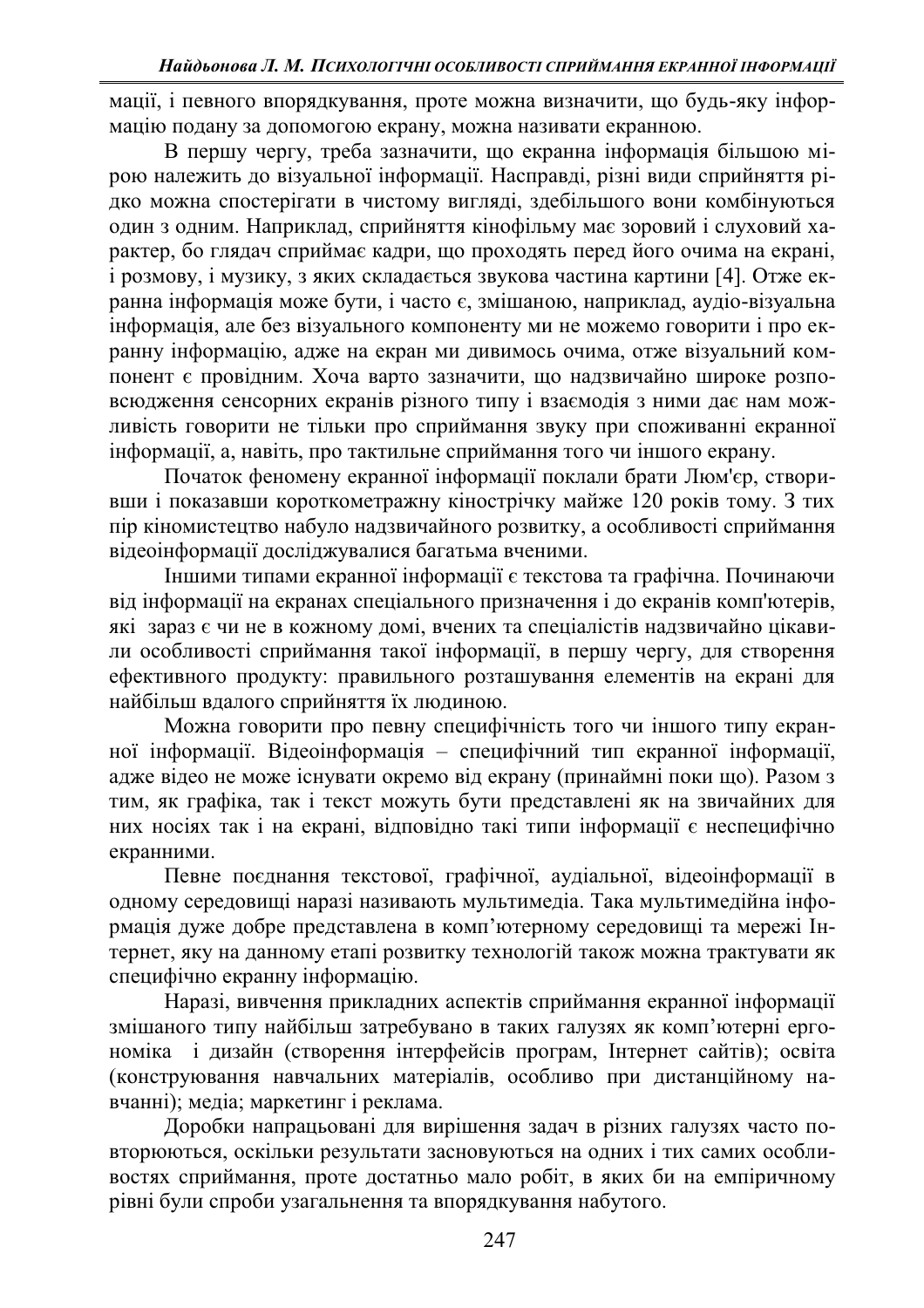мації, і певного впорядкування, проте можна визначити, що будь-яку інформацію подану за допомогою екрану, можна називати екранною.

В першу чергу, треба зазначити, що екранна інформація більшою мірою належить до візуальної інформації. Насправді, різні види сприйняття рідко можна спостерігати в чистому вигляді, здебільшого вони комбінуються один з одним. Наприклад, сприйняття кінофільму має зоровий і слуховий характер, бо глядач сприймає кадри, що проходять перед його очима на екрані, і розмову, і музику, з яких складається звукова частина картини [4]. Отже екранна інформація може бути, і часто є, змішаною, наприклад, аудіо-візуальна інформація, але без візуального компоненту ми не можемо говорити і про екранну інформацію, адже на екран ми дивимось очима, отже візуальний компонент є провідним. Хоча варто зазначити, що надзвичайно широке розповсюдження сенсорних екранів різного типу і взаємодія з ними дає нам можливість говорити не тільки про сприймання звуку при споживанні екранної інформації, а, навіть, про тактильне сприймання того чи іншого екрану.

Початок феномену екранної інформації поклали брати Люм'єр, створивши і показавши короткометражну кінострічку майже 120 років тому. З тих пір кіномистецтво набуло надзвичайного розвитку, а особливості сприймання відеоінформації досліджувалися багатьма вченими.

Іншими типами екранної інформації є текстова та графічна. Починаючи від інформації на екранах спеціального призначення і до екранів комп'ютерів, які зараз є чи не в кожному домі, вчених та спеціалістів надзвичайно цікавили особливості сприймання такої інформації, в першу чергу, для створення ефективного продукту: правильного розташування елементів на екрані для найбільш вдалого сприйняття їх людиною.

Можна говорити про певну специфічність того чи іншого типу екранної інформації. Відеоінформація – специфічний тип екранної інформації, адже відео не може існувати окремо від екрану (принаймні поки що). Разом з тим, як графіка, так і текст можуть бути представлені як на звичайних для них носіях так і на екрані, відповідно такі типи інформації є неспецифічно екранними.

Певне поєднання текстової, графічної, аудіальної, відеоінформації в одному середовищі наразі називають мультимедіа. Така мультимедійна інформація дуже добре представлена в комп'ютерному середовищі та мережі Інтернет, яку на данному етапі розвитку технологій також можна трактувати як специфічно екранну інформацію.

Наразі, вивчення прикладних аспектів сприймання екранної інформації змішаного типу найбільш затребувано в таких галузях як комп'ютерні ергономіка і дизайн (створення інтерфейсів програм, Інтернет сайтів); освіта (конструювання навчальних матеріалів, особливо при дистанційному навчанні); медіа; маркетинг і реклама.

Доробки напрацьовані для вирішення задач в різних галузях часто повторюються, оскільки результати засновуються на одних і тих самих особливостях сприймання, проте достатньо мало робіт, в яких би на емпіричному рівні були спроби узагальнення та впорядкування набутого.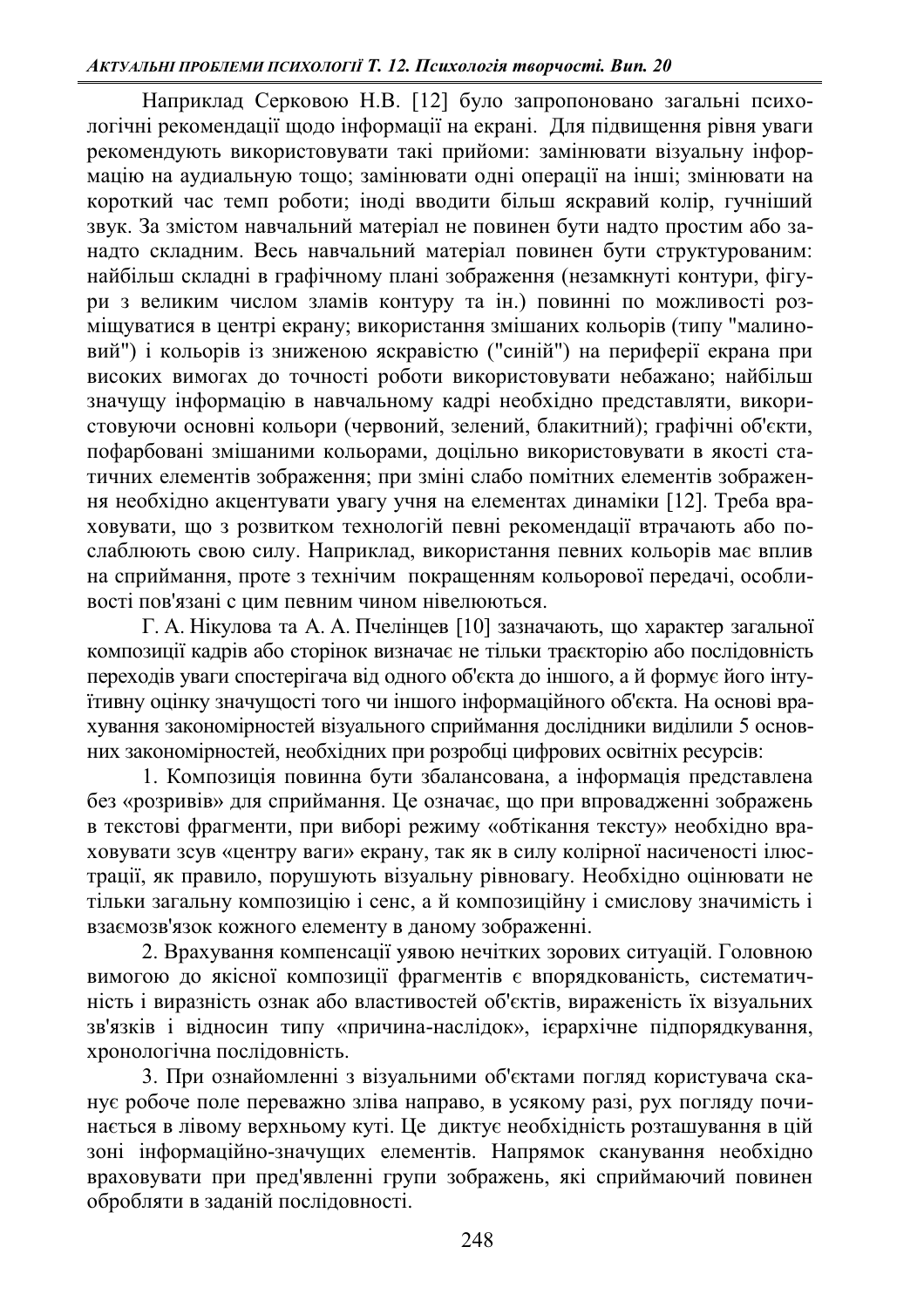Наприклад Серковою Н.В. [12] було запропоновано загальні психологічні рекомендації щодо інформації на екрані. Для підвищення рівня уваги рекомендують використовувати такі прийоми: замінювати візуальну інформацію на аудиальную тощо; замінювати одні операції на інші; змінювати на короткий час темп роботи; іноді вводити більш яскравий колір, гучніший звук. За змістом навчальний матеріал не повинен бути надто простим або занадто складним. Весь навчальний матеріал повинен бути структурованим: найбільш складні в графічному плані зображення (незамкнуті контури, фігури з великим числом зламів контуру та ін.) повинні по можливості розміщуватися в центрі екрану; використання змішаних кольорів (типу "малиновий") і кольорів із зниженою яскравістю ("синій") на периферії екрана при високих вимогах до точності роботи використовувати небажано; найбільш значущу інформацію в навчальному кадрі необхідно представляти, використовуючи основні кольори (червоний, зелений, блакитний); графічні об'єкти, пофарбовані змішаними кольорами, доцільно використовувати в якості статичних елементів зображення; при зміні слабо помітних елементів зображення необхідно акцентувати увагу учня на елементах динаміки [12]. Треба враховувати, що з розвитком технологій певні рекомендації втрачають або послаблюють свою силу. Наприклад, використання певних кольорів має вплив на сприймання, проте з технічим покращенням кольорової передачі, особливості пов'язані с цим певним чином нівелюються.

Г. А. Нікулова та А. А. Пчелінцев [10] зазначають, що характер загальної композиції кадрів або сторінок визначає не тільки траєкторію або послідовність переходів уваги спостерігача від одного об'єкта до іншого, а й формує його інтуїтивну оцінку значущості того чи іншого інформаційного об'єкта. На основі врахування закономірностей візуального сприймання дослідники виділили 5 основних закономірностей, необхідних при розробці цифрових освітніх ресурсів:

1. Композиція повинна бути збалансована, а інформація представлена без «розривів» для сприймання. Це означає, що при впровадженні зображень в текстові фрагменти, при виборі режиму «обтікання тексту» необхідно враховувати зсув «центру ваги» екрану, так як в силу колірної насиченості ілюстрації, як правило, порушують візуальну рівновагу. Необхідно оцінювати не тільки загальну композицію і сенс, а й композиційну і смислову значимість і взаємозв'язок кожного елементу в даному зображенні.

2. Врахування компенсації уявою нечітких зорових ситуацій. Головною вимогою до якісної композиції фрагментів є впорядкованість, систематичність і виразність ознак або властивостей об'єктів, вираженість їх візуальних зв'язків і відносин типу «причина-наслідок», ієрархічне підпорядкування, хронологічна послідовність.

3. При ознайомленні з візуальними об'єктами погляд користувача сканує робоче поле переважно зліва направо, в усякому разі, рух погляду починається в лівому верхньому куті. Це диктує необхідність розташування в цій зоні інформаційно-значущих елементів. Напрямок сканування необхідно враховувати при пред'явленні групи зображень, які сприймаючий повинен обробляти в заданій послідовності.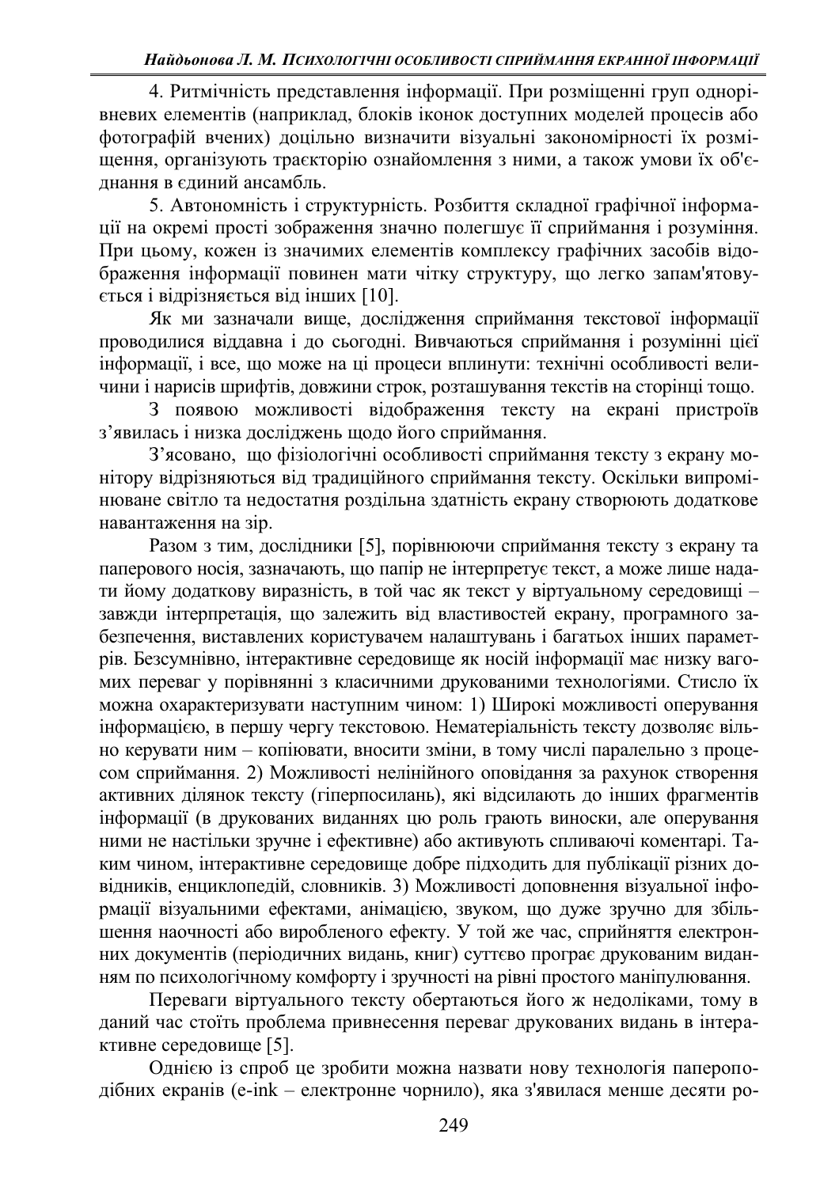4. Ритмічність представлення інформації. При розміщенні груп однорівневих елементів (наприклад, блоків іконок доступних моделей процесів або фотографій вчених) доцільно визначити візуальні закономірності їх розміщення, організують траєкторію ознайомлення з ними, а також умови їх об'єднання в єдиний ансамбль.

5. Автономність і структурність. Розбиття складної графічної інформації на окремі прості зображення значно полегшує її сприймання і розуміння. При цьому, кожен із значимих елементів комплексу графічних засобів відображення інформації повинен мати чітку структуру, що легко запам'ятовується і відрізняється від інших [10].

Як ми зазначали вище, дослідження сприймання текстової інформації проводилися віддавна і до сьогодні. Вивчаються сприймання і розумінні цієї інформації, і все, що може на ці процеси вплинути: технічні особливості величини і нарисів шрифтів, довжини строк, розташування текстів на сторінці тощо.

З появою можливості відображення тексту на екрані пристроїв з'явилась і низка досліджень щодо його сприймання.

З'ясовано, що фізіологічні особливості сприймання тексту з екрану монітору відрізняються від традиційного сприймання тексту. Оскільки випромінюване світло та недостатня роздільна здатність екрану створюють додаткове навантаження на зір.

Разом з тим, дослідники [5], порівнюючи сприймання тексту з екрану та паперового носія, зазначають, що папір не інтерпретує текст, а може лише надати йому додаткову виразність, в той час як текст у віртуальному середовищі – завжди інтерпретація, що залежить від властивостей екрану, програмного забезпечення, виставлених користувачем налаштувань і багатьох інших параметрів. Безсумнівно, інтерактивне середовище як носій інформації має низку вагомих переваг у порівнянні з класичними друкованими технологіями. Стисло їх можна охарактеризувати наступним чином: 1) Широкі можливості оперування інформацією, в першу чергу текстовою. Нематеріальність тексту дозволяє вільно керувати ним – копіювати, вносити зміни, в тому числі паралельно з процесом сприймання. 2) Можливості нелінійного оповідання за рахунок створення активних ділянок тексту (гіперпосилань), які відсилають до інших фрагментів інформації (в друкованих виданнях цю роль грають виноски, але оперування ними не настільки зручне і ефективне) або активують спливаючі коментарі. Таким чином, інтерактивне середовище добре підходить для публікації різних довідників, енциклопедій, словників. 3) Можливості доповнення візуальної інформації візуальними ефектами, анімацією, звуком, що дуже зручно для збільшення наочності або виробленого ефекту. У той же час, сприйняття електронних документів (періодичних видань, книг) суттєво програє друкованим виданням по психологічному комфорту і зручності на рівні простого маніпулювання.

Переваги віртуального тексту обертаються його ж недоліками, тому в даний час стоїть проблема привнесення переваг друкованих видань в інтерактивне середовище [5].

Однією із спроб це зробити можна назвати нову технологія паперо­подібних екранів (e-ink – електронне чорнило), яка з'явилася менше десяти ро-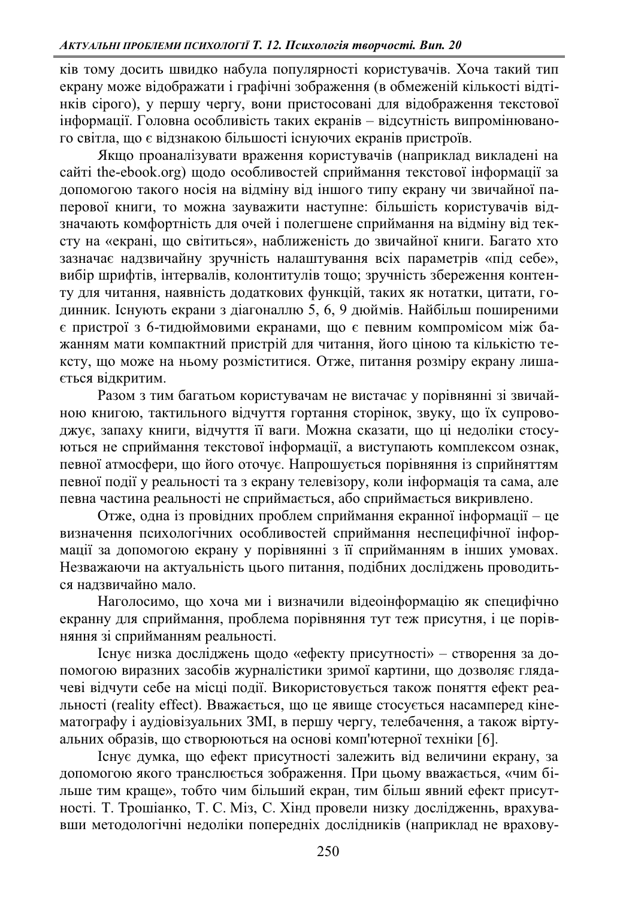ків тому досить швидко набула популярності користувачів. Хоча такий тип екрану може відображати і графічні зображення (в обмеженій кількості відтінків сірого), у першу чергу, вони пристосовані для відображення текстової інформації. Головна особливість таких екранів – відсутність випромінюваного світла, що є відзнакою більшості існуючих екранів пристроїв.

Якщо проаналізувати враження користувачів (наприклад викладені на сайті the-ebook.org) щодо особливостей сприймання текстової інформації за допомогою такого носія на відміну від іншого типу екрану чи звичайної паперової книги, то можна зауважити наступне: більшість користувачів відзначають комфортність для очей і полегшене сприймання на відміну від тексту на «екрані, що світиться», наближеність до звичайної книги. Багато хто зазначає надзвичайну зручність налаштування всіх параметрів «під себе», вибір шрифтів, інтервалів, колонтитулів тощо; зручність збереження контенту для читання, наявність додаткових функцій, таких як нотатки, цитати, годинник. Існують екрани з діагоналлю 5, 6, 9 дюймів. Найбільш поширеними є пристрої з 6-тидюймовими екранами, що є певним компромісом між бажанням мати компактний пристрій для читання, його ціною та кількістю тексту, що може на ньому розміститися. Отже, питання розміру екрану лишається відкритим.

Разом з тим багатьом користувачам не вистачає у порівнянні зі звичайною книгою, тактильного відчуття гортання сторінок, звуку, що їх супроводжує, запаху книги, відчуття її ваги. Можна сказати, що ці недоліки стосуються не сприймання текстової інформації, а виступають комплексом ознак, певної атмосфери, що його оточує. Напрошується порівняння із сприйняттям певної події у реальності та з екрану телевізору, коли інформація та сама, але певна частина реальності не сприймається, або сприймається викривлено.

Отже, одна із провідних проблем сприймання екранної інформації – це визначення психологічних особливостей сприймання неспецифічної інформації за допомогою екрану у порівнянні з її сприйманням в інших умовах. Незважаючи на актуальність цього питання, подібних досліджень проводиться надзвичайно мало.

Наголосимо, що хоча ми і визначили відеоінформацію як специфічно екранну для сприймання, проблема порівняння тут теж присутня, і це порівняння зі сприйманням реальності.

Існує низка досліджень щодо «ефекту присутності» – створення за допомогою виразних засобів журналістики зримої картини, що дозволяє глядачеві відчути себе на місці події. Використовується також поняття ефект реальності (reality effect). Вважається, що це явище стосується насамперед кінематографу і аудіовізуальних ЗМІ, в першу чергу, телебачення, а також віртуальних образів, що створюються на основі комп'ютерної техніки [6].

Існує думка, що ефект присутності залежить від величини екрану, за допомогою якого транслюється зображення. При цьому вважається, «чим більше тим краще», тобто чим більший екран, тим більш явний ефект присутності. Т. Трошіанко, Т. С. Міз, С. Хінд провели низку досліджень, врахувавши методологічні недоліки попередніх дослідників (наприклад не врахову-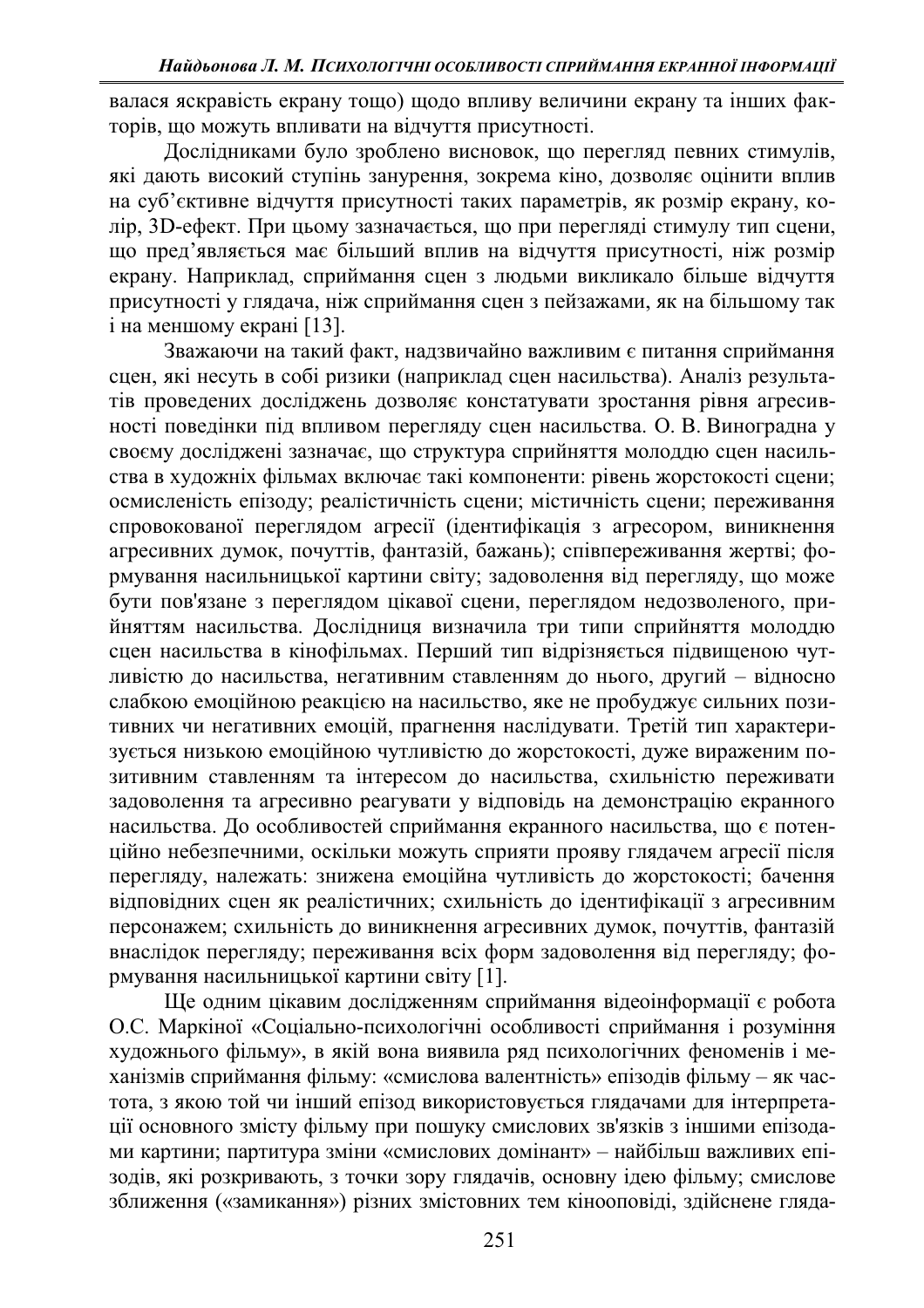валася яскравість екрану тощо) щодо впливу величини екрану та інших факторів, що можуть впливати на відчуття присутності.

Дослідниками було зроблено висновок, що перегляд певних стимулів, які дають високий ступінь занурення, зокрема кіно, дозволяє оцінити вплив на суб'єктивне відчуття присутності таких параметрів, як розмір екрану, колір, 3D-ефект. При цьому зазначається, що при перегляді стимулу тип сцени, що пред'являється має більший вплив на відчуття присутності, ніж розмір екрану. Наприклад, сприймання сцен з людьми викликало більше відчуття присутності у глядача, ніж сприймання сцен з пейзажами, як на більшому так і на меншому екрані [13].

Зважаючи на такий факт, надзвичайно важливим є питання сприймання сцен, які несуть в собі ризики (наприклад сцен насильства). Аналіз результатів проведених досліджень дозволяє констатувати зростання рівня агресивності поведінки під впливом перегляду сцен насильства. О. В. Виноградна у своєму досліджені зазначає, що структура сприйняття молоддю сцен насильства в художніх фільмах включає такі компоненти: рівень жорстокості сцени; осмисленість епізоду; реалістичність сцени; містичність сцени; переживання спровокованої переглядом агресії (ідентифікація з агресором, виникнення агресивних думок, почуттів, фантазій, бажань); співпереживання жертві; формування насильницької картини світу; задоволення від перегляду, що може бути пов'язане з переглядом цікавої сцени, переглядом недозволеного, прийняттям насильства. Дослідниця визначила три типи сприйняття молоддю сцен насильства в кінофільмах. Перший тип відрізняється підвищеною чутливістю до насильства, негативним ставленням до нього, другий – відносно слабкою емоційною реакцією на насильство, яке не пробуджує сильних позитивних чи негативних емоцій, прагнення наслідувати. Третій тип характеризується низькою емоційною чутливістю до жорстокості, дуже вираженим позитивним ставленням та інтересом до насильства, схильністю переживати задоволення та агресивно реагувати у відповідь на демонстрацію екранного насильства. До особливостей сприймання екранного насильства, що є потенційно небезпечними, оскільки можуть сприяти прояву глядачем агресії після перегляду, належать: знижена емоційна чутливість до жорстокості; бачення відповідних сцен як реалістичних; схильність до ідентифікації з агресивним персонажем; схильність до виникнення агресивних думок, почуттів, фантазій внаслідок перегляду; переживання всіх форм задоволення від перегляду; формування насильницької картини світу [1].

Ще одним цікавим дослідженням сприймання відеоінформації є робота О.С. Маркіної «Соціально-психологічні особливості сприймання і розуміння художнього фільму», в якій вона виявила ряд психологічних феноменів і механізмів сприймання фільму: «смислова валентність» епізодів фільму – як частота, з якою той чи інший епізод використовується глядачами для інтерпретації основного змісту фільму при пошуку смислових зв'язків з іншими епізодами картини; партитура зміни «смислових домінант» – найбільш важливих епізодів, які розкривають, з точки зору глядачів, основну ідею фільму; смислове зближення («замикання») різних змістовних тем кінооповіді, здійснене гляда-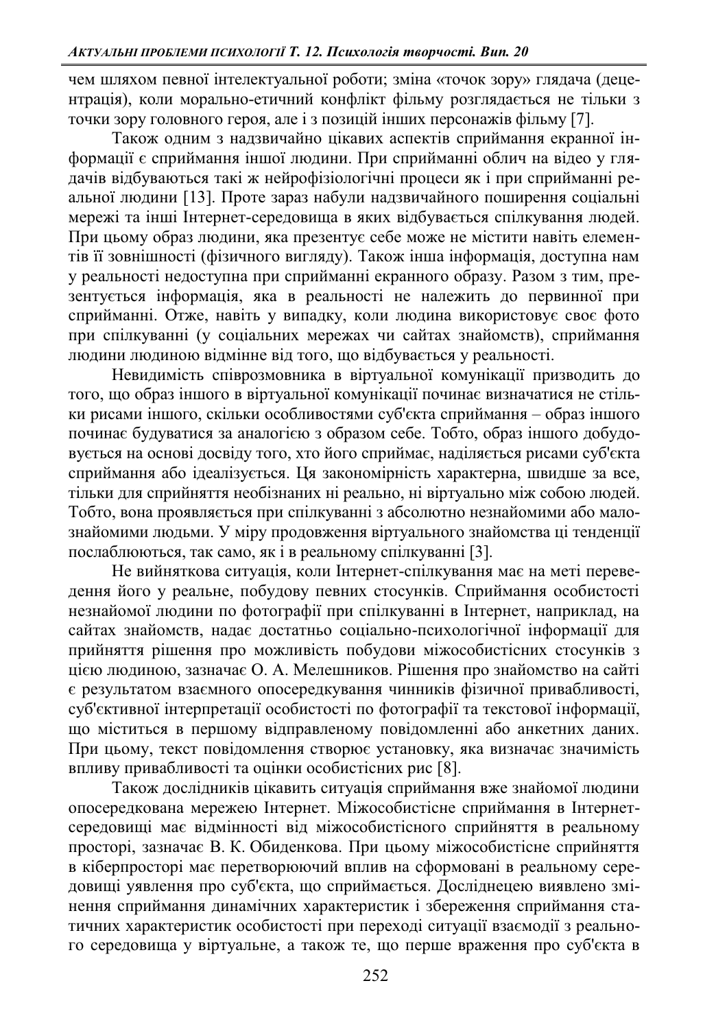чем шляхом певної інтелектуальної роботи; зміна «точок зору» глядача (децентрація), коли морально-етичний конфлікт фільму розглядається не тільки з точки зору головного героя, але і з позицій інших персонажів фільму [7].

Також одним з надзвичайно цікавих аспектів сприймання екранної інформації є сприймання іншої людини. При сприйманні облич на відео у глядачів відбуваються такі ж нейрофізіологічні процеси як і при сприйманні реальної людини [13]. Проте зараз набули надзвичайного поширення соціальні мережі та інші Інтернет-середовища в яких відбувається спілкування людей. При цьому образ людини, яка презентує себе може не містити навіть елементів її зовнішності (фізичного вигляду). Також інша інформація, доступна нам у реальності недоступна при сприйманні екранного образу. Разом з тим, презентується інформація, яка в реальності не належить до первинної при сприйманні. Отже, навіть у випадку, коли людина використовує своє фото при спілкуванні (у соціальних мережах чи сайтах знайомств), сприймання людини людиною відмінне від того, що відбувається у реальності.

Невидимість співрозмовника в віртуальної комунікації призводить до того, що образ іншого в віртуальної комунікації починає визначатися не стільки рисами іншого, скільки особливостями суб'єкта сприймання – образ іншого починає будуватися за аналогією з образом себе. Тобто, образ іншого добудовується на основі досвіду того, хто його сприймає, наділяється рисами суб'єкта сприймання або ідеалізується. Ця закономірність характерна, швидше за все, тільки для сприйняття необізнаних ні реально, ні віртуально між собою людей. Тобто, вона проявляється при спілкуванні з абсолютно незнайомими або малознайомими людьми. У міру продовження віртуального знайомства ці тенденції послаблюються, так само, як і в реальному спілкуванні [3].

Не вийняткова ситуація, коли Інтернет-спілкування має на меті переведення його у реальне, побудову певних стосунків. Сприймання особистості незнайомої людини по фотографії при спілкуванні в Інтернет, наприклад, на сайтах знайомств, надає достатньо соціально-психологічної інформації для прийняття рішення про можливість побудови міжособистісних стосунків з цією людиною, зазначає О. А. Мелешников. Рішення про знайомство на сайті є результатом взаємного опосередкування чинників фізичної привабливості, суб'єктивної інтерпретації особистості по фотографії та текстової інформації, що міститься в першому відправленому повідомленні або анкетних даних. При цьому, текст повідомлення створює установку, яка визначає значимість впливу привабливості та оцінки особистісних рис [8].

Також дослідників цікавить ситуація сприймання вже знайомої людини опосередкована мережею Інтернет. Міжособистісне сприймання в Інтернет-середовищі має відмінності від міжособистісного сприйняття в реальному просторі, зазначає В. К. Обиденкова. При цьому міжособистісне сприйняття в кіберпросторі має перетворюючий вплив на сформовані в реальному середовищі уявлення про суб'єкта, що сприймається. Дослідницею виявлено змінення сприймання динамічних характеристик і збереження сприймання статичних характеристик особистості при переході ситуації взаємодії з реального середовища у віртуальне, а також те, що перше враження про суб'єкта в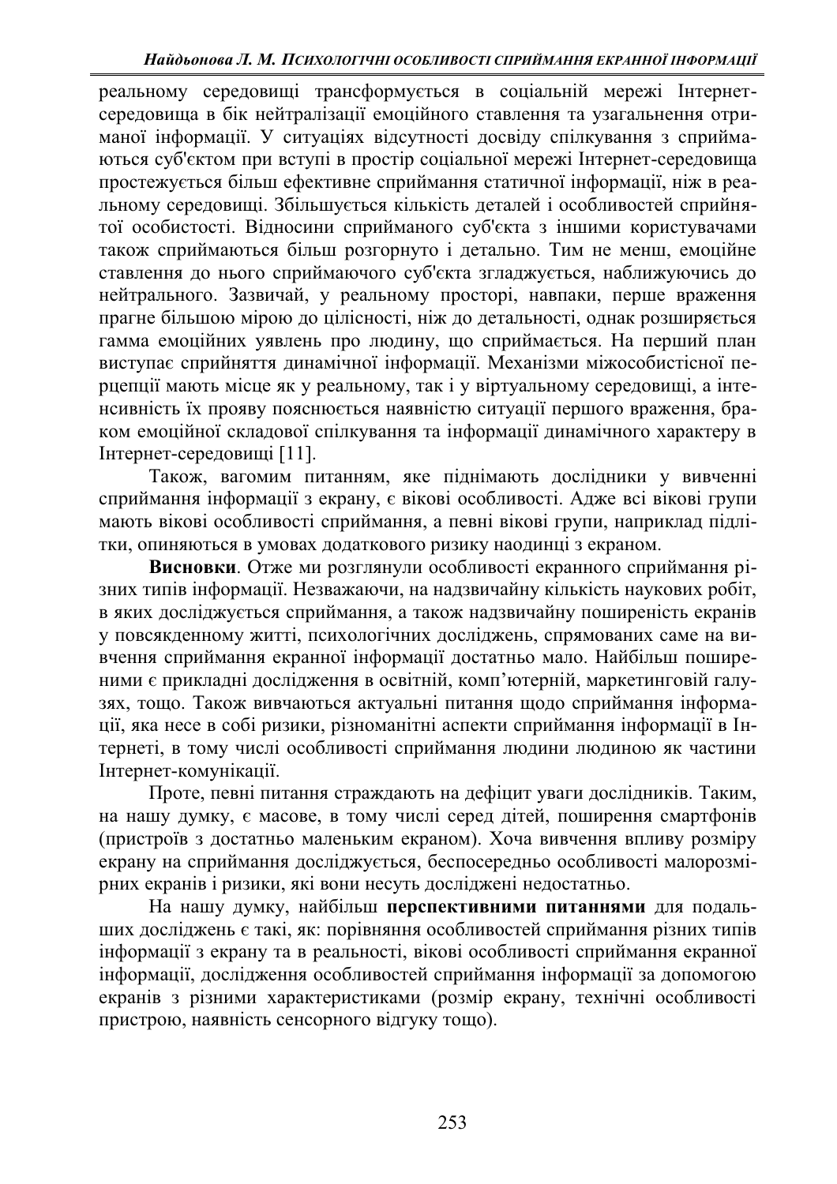реальному середовищі трансформується в соціальній мережі Інтернет-середовища в бік нейтралізації емоційного ставлення та узагальнення отриманої інформації. У ситуаціях відсутності досвіду спілкування з сприймаються суб'єктом при вступі в простір соціальної мережі Інтернет-середовища простежується більш ефективне сприймання статичної інформації, ніж в реальному середовищі. Збільшується кількість деталей і особливостей сприйнятої особистості. Відносини сприйманого суб'єкта з іншими користувачами також сприймаються більш розгорнуто і детально. Тим не менш, емоційне ставлення до нього сприймаючого суб'єкта згладжується, наближуючись до нейтрального. Зазвичай, у реальному просторі, навпаки, перше враження прагне більшою мірою до цілісності, ніж до детальності, однак розширяється гамма емоційних уявлень про людину, що сприймається. На перший план виступає сприйняття динамічної інформації. Механізми міжособистісної перцепції мають місце як у реальному, так і у віртуальному середовищі, а інтенсивність їх прояву пояснюється наявністю ситуації першого враження, браком емоційної складової спілкування та інформації динамічного характеру в Інтернет-середовищі [11].

Також, вагомим питанням, яке піднімають дослідники у вивченні сприймання інформації з екрану, є вікові особливості. Адже всі вікові групи мають вікові особливості сприймання, а певні вікові групи, наприклад підлітки, опиняються в умовах додаткового ризику наодинці з екраном.

**Висновки**. Отже ми розглянули особливості екранного сприймання різних типів інформації. Незважаючи, на надзвичайну кількість наукових робіт, в яких досліджується сприймання, а також надзвичайну поширеність екранів у повсякденному житті, психологічних досліджень, спрямованих саме на вивчення сприймання екранної інформації достатньо мало. Найбільш поширеними є прикладні дослідження в освітній, комп'ютерній, маркетинговій галузях, тощо. Також вивчаються актуальні питання щодо сприймання інформації, яка несе в собі ризики, різноманітні аспекти сприймання інформації в Інтернеті, в тому числі особливості сприймання людини людиною як частини Інтернет-комунікації.

Проте, певні питання страждають на дефіцит уваги дослідників. Таким, на нашу думку, є масове, в тому числі серед дітей, поширення смартфонів (пристроїв з достатньо маленьким екраном). Хоча вивчення впливу розміру екрану на сприймання досліджується, беспосередньо особливості малорозмірних екранів і ризики, які вони несуть досліджені недостатньо.

На нашу думку, найбільш **перспективними питаннями** для подальших досліджень є такі, як: порівняння особливостей сприймання різних типів інформації з екрану та в реальності, вікові особливості сприймання екранної інформації, дослідження особливостей сприймання інформації за допомогою екранів з різними характеристиками (розмір екрану, технічні особливості пристрою, наявність сенсорного відгуку тощо).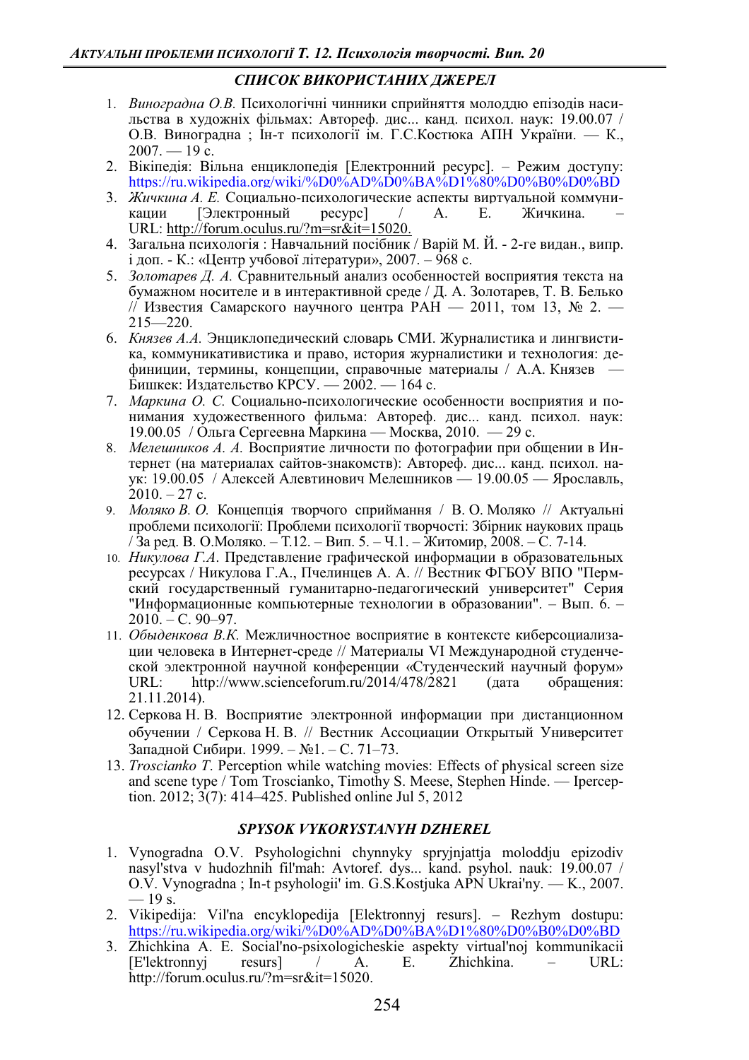## *СПИСОК ВИКОРИСТАНИХ ДЖЕРЕЛ*

1. *Виноградна О.В.* Психологічні чинники сприйняття молоддю епізодів насильства в художніх фільмах: Автореф. дис... канд. психол. наук: 19.00.07 / О.В. Виноградна ; Ін-т психології ім. Г.С.Костюка АПН України. — К., 2007. — 19 с.
2. Вікіпедія: Вільна енциклопедія [Електронний ресурс]. – Режим доступу: https://ru.wikipedia.org/wiki/%D0%AD%D0%BA%D1%80%D0%B0%D0%BD
3. *Жичкина А. Е.* Социально-психологические аспекты виртуальной коммуникации [Электронный ресурс] / А. Е. Жичкина. – URL: http://forum.oculus.ru/?m=sr&it=15020.
4. Загальна психологія : Навчальний посібник / Варій М. Й. - 2-ге видан., випр. і доп. - К.: «Центр учбової літератури», 2007. – 968 с.
5. *Золотарев Д. А.* Сравнительный анализ особенностей восприятия текста на бумажном носителе и в интерактивной среде / Д. А. Золотарев, Т. В. Белько // Известия Самарского научного центра РАН — 2011, том 13, № 2. — 215—220.
6. *Князев А.А.* Энциклопедический словарь СМИ. Журналистика и лингвистика, коммуникативистика и право, история журналистики и технология: дефиниции, термины, концепции, справочные материалы / А.А. Князев — Бишкек: Издательство КРСУ. — 2002. — 164 с.
7. *Маркина О. С.* Социально-психологические особенности восприятия и понимания художественного фильма: Автореф. дис... канд. психол. наук: 19.00.05 / Ольга Сергеевна Маркина — Москва, 2010. — 29 с.
8. *Мелешников А. А.* Восприятие личности по фотографии при общении в Интернет (на материалах сайтов-знакомств): Автореф. дис... канд. психол. наук: 19.00.05 / Алексей Алевтинович Мелешников — 19.00.05 — Ярославль, 2010. – 27 с.
9. *Моляко В. О.* Концепція творчого сприймання / В. О. Моляко // Актуальні проблеми психології: Проблеми психології творчості: Збірник наукових праць / За ред. В. О.Моляко. – Т.12. – Вип. 5. – Ч.1. – Житомир, 2008. – С. 7-14.
10. *Никулова Г.А.* Представление графической информации в образовательных ресурсах / Никулова Г.А., Пчелинцев А. А. // Вестник ФГБОУ ВПО "Пермский государственный гуманитарно-педагогический университет" Серия "Информационные компьютерные технологии в образовании". – Вып. 6. – 2010. – С. 90–97.
11. *Обыденкова В.К.* Межличностное восприятие в контексте киберсоциализации человека в Интернет-среде // Материалы VI Международной студенческой электронной научной конференции «Студенческий научный форум» URL: http://www.scienceforum.ru/2014/478/2821 (дата обращения: 21.11.2014).
12. Серкова Н. В. Восприятие электронной информации при дистанционном обучении / Серкова Н. В. // Вестник Ассоциации Открытый Университет Западной Сибири. 1999. – №1. – С. 71–73.
13. *Troscianko T.* Perception while watching movies: Effects of physical screen size and scene type / Tom Troscianko, Timothy S. Meese, Stephen Hinde. — Iperception. 2012; 3(7): 414–425. Published online Jul 5, 2012

## *SPYSOK VYKORYSTANYH DZHEREL*

1. Vynogradna O.V. Psyhologichni chynnyky spryjnjattja moloddju epizodiv nasyl'stva v hudozhnih fil'mah: Avtoref. dys... kand. psyhol. nauk: 19.00.07 / O.V. Vynogradna ; In-t psyhologii' im. G.S.Kostjuka APN Ukrai'ny. — K., 2007. — 19 s.
2. Vikipedija: Vil'na encyklopedija [Elektronnyj resurs]. – Rezhym dostupu: https://ru.wikipedia.org/wiki/%D0%AD%D0%BA%D1%80%D0%B0%D0%BD
3. Zhichkina A. E. Social'no-psixologicheskie aspekty virtual'noj kommunikacii [E'lektronnyj resurs] / A. E. Zhichkina. – URL: http://forum.oculus.ru/?m=sr&it=15020.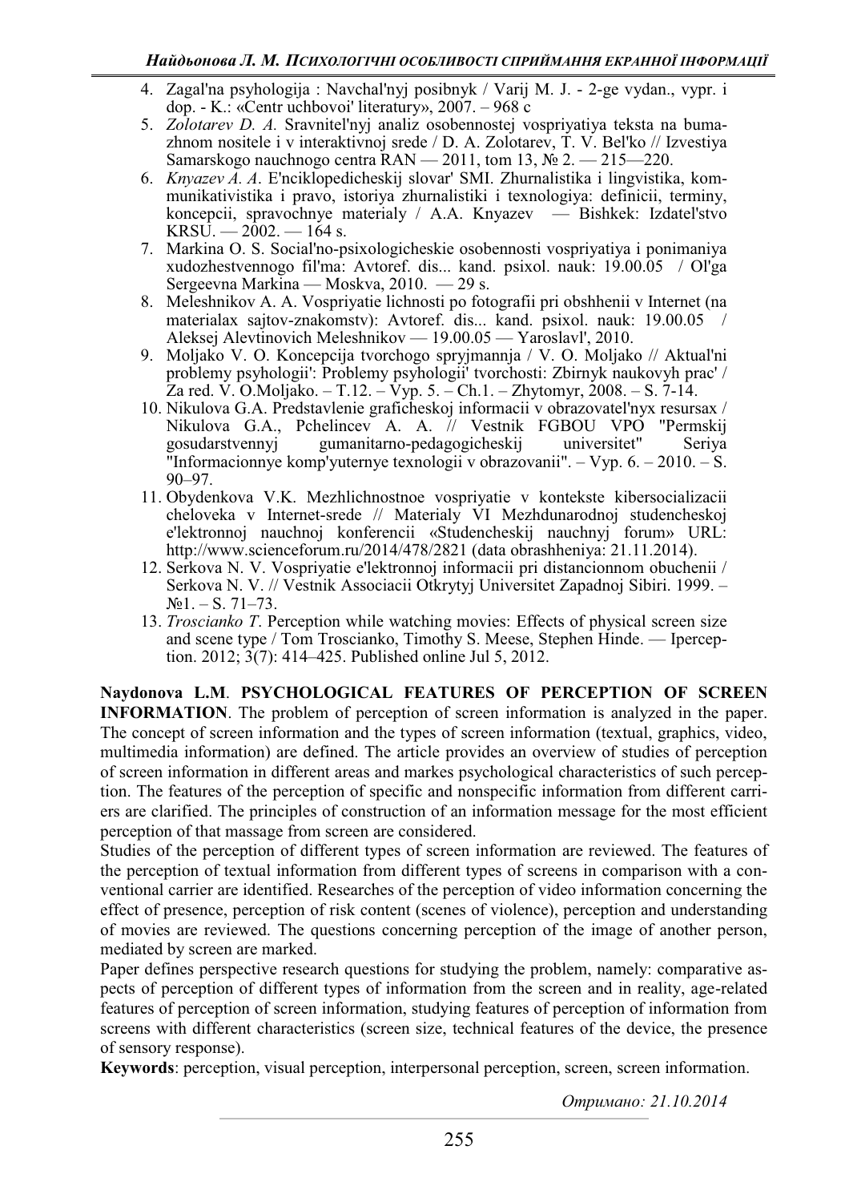4. Zagal'na psyhologija : Navchal'nyj posibnyk / Varij M. J. - 2-ge vydan., vypr. i dop. - K.: «Centr uchbovoi' literatury», 2007. – 968 c
5. *Zolotarev D. A.* Sravnitel'nyj analiz osobennostej vospriyatiya teksta na bumazhnom nositele i v interaktivnoj srede / D. A. Zolotarev, T. V. Bel'ko // Izvestiya Samarskogo nauchnogo centra RAN — 2011, tom 13, № 2. — 215—220.
6. *Knyazev A. A*. E'nciklopedicheskij slovar' SMI. Zhurnalistika i lingvistika, kommunikativistika i pravo, istoriya zhurnalistiki i texnologiya: definicii, terminy, koncepcii, spravochnye materialy / A.A. Knyazev — Bishkek: Izdatel'stvo KRSU. — 2002. — 164 s.
7. Markina O. S. Social'no-psixologicheskie osobennosti vospriyatiya i ponimaniya xudozhestvennogo fil'ma: Avtoref. dis... kand. psixol. nauk: 19.00.05 / Ol'ga Sergeevna Markina — Moskva, 2010. — 29 s.
8. Meleshnikov A. A. Vospriyatie lichnosti po fotografii pri obshhenii v Internet (na materialax sajtov-znakomstv): Avtoref. dis... kand. psixol. nauk: 19.00.05 / Aleksej Alevtinovich Meleshnikov — 19.00.05 — Yaroslavl', 2010.
9. Moljako V. O. Koncepcija tvorchogo spryjmannja / V. O. Moljako // Aktual'ni problemy psyhologii': Problemy psyhologii' tvorchosti: Zbirnyk naukovyh prac' / Za red. V. O.Moljako. – T.12. – Vyp. 5. – Ch.1. – Zhytomyr, 2008. – S. 7-14.
10. Nikulova G.A. Predstavlenie graficheskoj informacii v obrazovatel'nyx resursax / Nikulova G.A., Pchelincev A. A. // Vestnik FGBOU VPO "Permskij gosudarstvennyj gumanitarno-pedagogicheskij universitet" Seriya "Informacionnye komp'yuternye texnologii v obrazovanii". – Vyp. 6. – 2010. – S. 90–97.
11. Obydenkova V.K. Mezhlichnostnoe vospriyatie v kontekste kibersocializacii cheloveka v Internet-srede // Materialy VI Mezhdunarodnoj studencheskoj e'lektronnoj nauchnoj konferencii «Studencheskij nauchnyj forum» URL: http://www.scienceforum.ru/2014/478/2821 (data obrashheniya: 21.11.2014).
12. Serkova N. V. Vospriyatie e'lektronnoj informacii pri distancionnom obuchenii / Serkova N. V. // Vestnik Associacii Otkrytyj Universitet Zapadnoj Sibiri. 1999. – №1. – S. 71–73.
13. *Troscianko T*. Perception while watching movies: Effects of physical screen size and scene type / Tom Troscianko, Timothy S. Meese, Stephen Hinde. — Iperception. 2012; 3(7): 414–425. Published online Jul 5, 2012.

**Naydonova L.M**. **PSYCHOLOGICAL FEATURES OF PERCEPTION OF SCREEN INFORMATION**. The problem of perception of screen information is analyzed in the paper. The concept of screen information and the types of screen information (textual, graphics, video, multimedia information) are defined. The article provides an overview of studies of perception of screen information in different areas and markes psychological characteristics of such perception. The features of the perception of specific and nonspecific information from different carriers are clarified. The principles of construction of an information message for the most efficient perception of that massage from screen are considered.

Studies of the perception of different types of screen information are reviewed. The features of the perception of textual information from different types of screens in comparison with a conventional carrier are identified. Researches of the perception of video information concerning the effect of presence, perception of risk content (scenes of violence), perception and understanding of movies are reviewed. The questions concerning perception of the image of another person, mediated by screen are marked.

Paper defines perspective research questions for studying the problem, namely: comparative aspects of perception of different types of information from the screen and in reality, age-related features of perception of screen information, studying features of perception of information from screens with different characteristics (screen size, technical features of the device, the presence of sensory response).

**Keywords**: perception, visual perception, interpersonal perception, screen, screen information.

*Отримано: 21.10.2014*